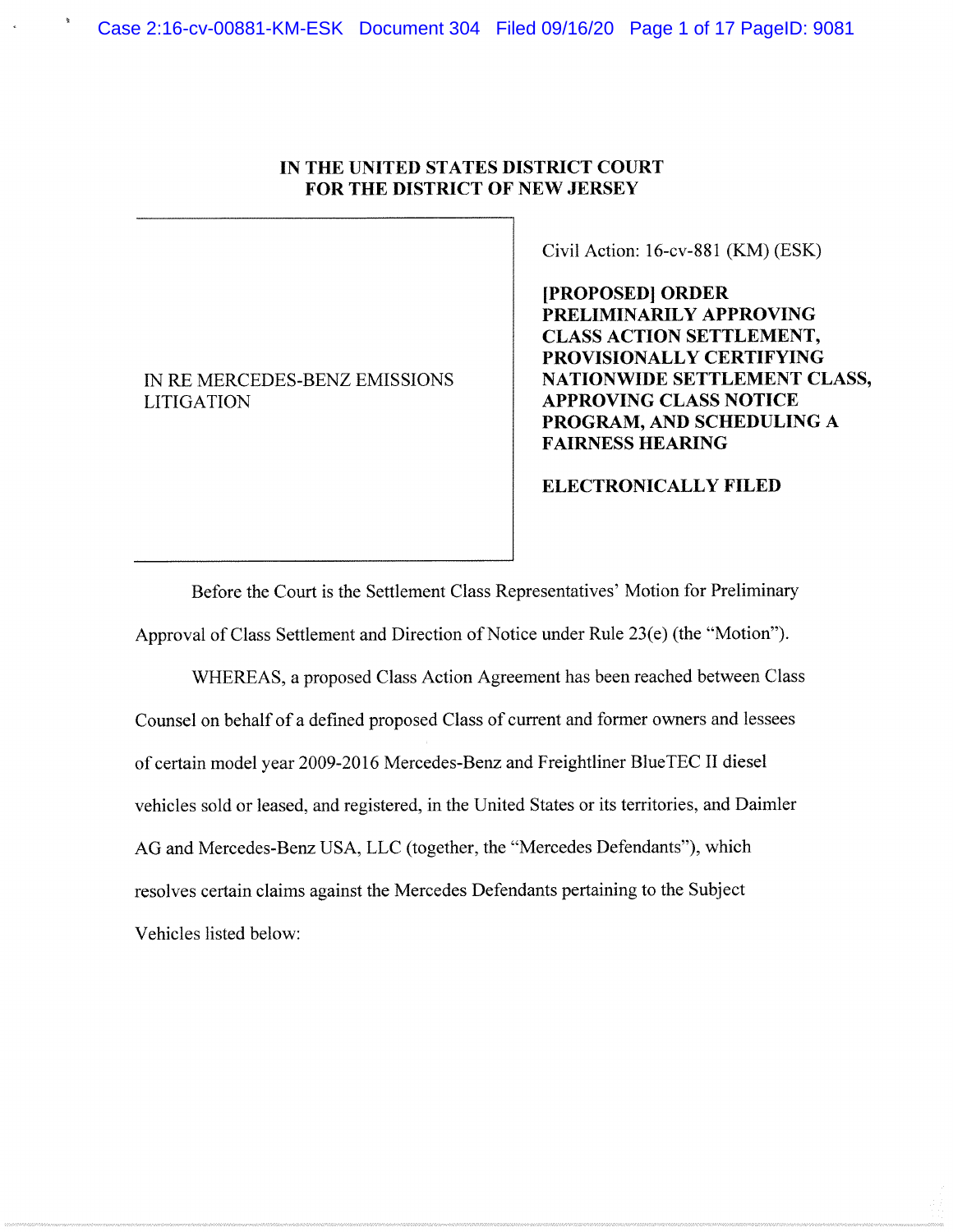**IN THE UNITED STATES DISTRICT COURT**
**FOR THE DISTRICT OF NEW JERSEY**

IN RE MERCEDES-BENZ EMISSIONS LITIGATION

Civil Action: 16-cv-881 (KM) (ESK)

**[PROPOSED] ORDER PRELIMINARILY APPROVING CLASS ACTION SETTLEMENT, PROVISIONALLY CERTIFYING NATIONWIDE SETTLEMENT CLASS, APPROVING CLASS NOTICE PROGRAM, AND SCHEDULING A FAIRNESS HEARING**

**ELECTRONICALLY FILED**

Before the Court is the Settlement Class Representatives' Motion for Preliminary Approval of Class Settlement and Direction of Notice under Rule 23(e) (the "Motion").

WHEREAS, a proposed Class Action Agreement has been reached between Class Counsel on behalf of a defined proposed Class of current and former owners and lessees of certain model year 2009-2016 Mercedes-Benz and Freightliner BlueTEC II diesel vehicles sold or leased, and registered, in the United States or its territories, and Daimler AG and Mercedes-Benz USA, LLC (together, the "Mercedes Defendants"), which resolves certain claims against the Mercedes Defendants pertaining to the Subject Vehicles listed below: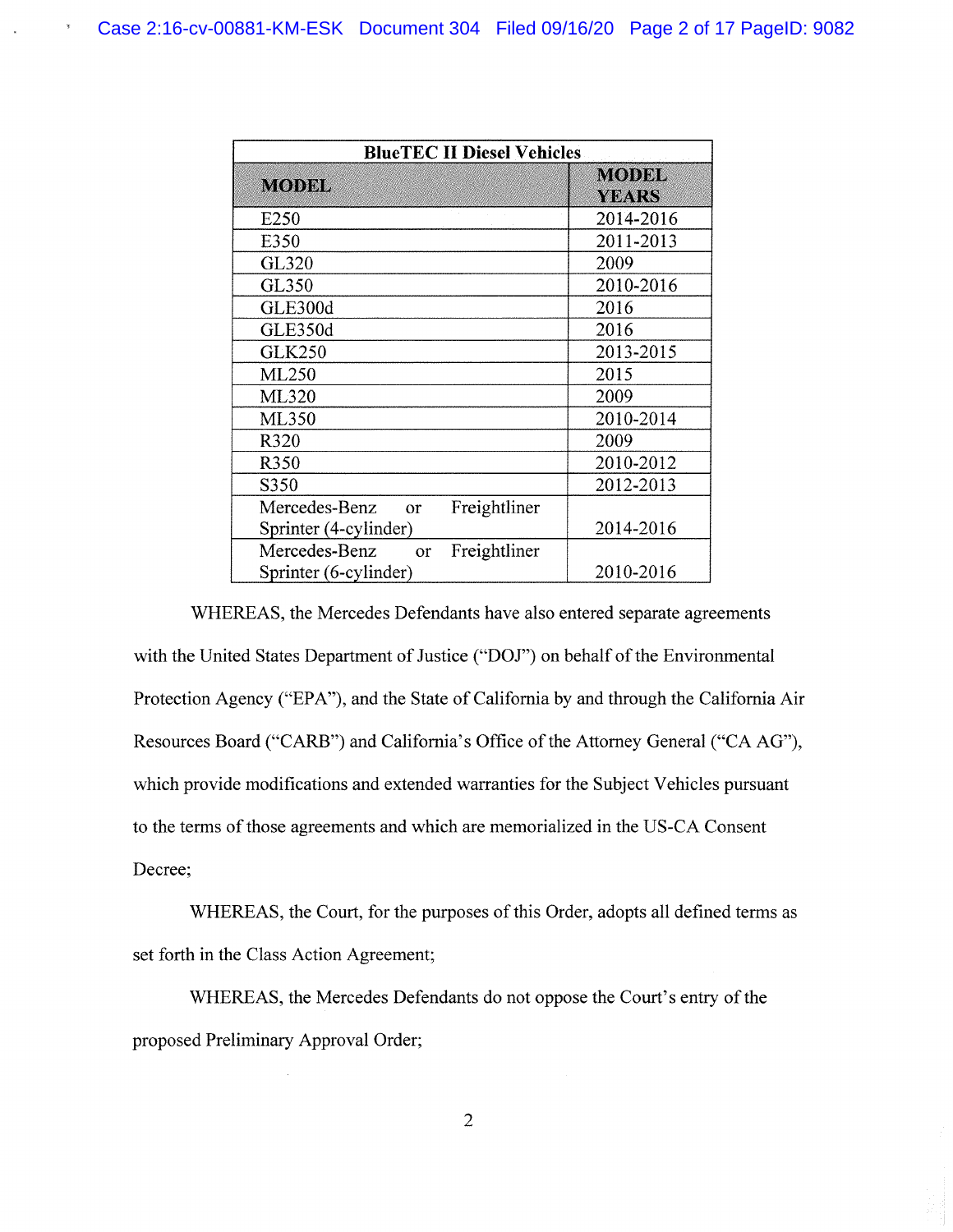| BlueTEC II Diesel Vehicles | |
|---|---|
| **MODEL** | **MODEL YEARS** |
| E250 | 2014-2016 |
| E350 | 2011-2013 |
| GL320 | 2009 |
| GL350 | 2010-2016 |
| GLE300d | 2016 |
| GLE350d | 2016 |
| GLK250 | 2013-2015 |
| ML250 | 2015 |
| ML320 | 2009 |
| ML350 | 2010-2014 |
| R320 | 2009 |
| R350 | 2010-2012 |
| S350 | 2012-2013 |
| Mercedes-Benz or Freightliner Sprinter (4-cylinder) | 2014-2016 |
| Mercedes-Benz or Freightliner Sprinter (6-cylinder) | 2010-2016 |

WHEREAS, the Mercedes Defendants have also entered separate agreements with the United States Department of Justice ("DOJ") on behalf of the Environmental Protection Agency ("EPA"), and the State of California by and through the California Air Resources Board ("CARB") and California's Office of the Attorney General ("CA AG"), which provide modifications and extended warranties for the Subject Vehicles pursuant to the terms of those agreements and which are memorialized in the US-CA Consent Decree;

WHEREAS, the Court, for the purposes of this Order, adopts all defined terms as set forth in the Class Action Agreement;

WHEREAS, the Mercedes Defendants do not oppose the Court's entry of the proposed Preliminary Approval Order;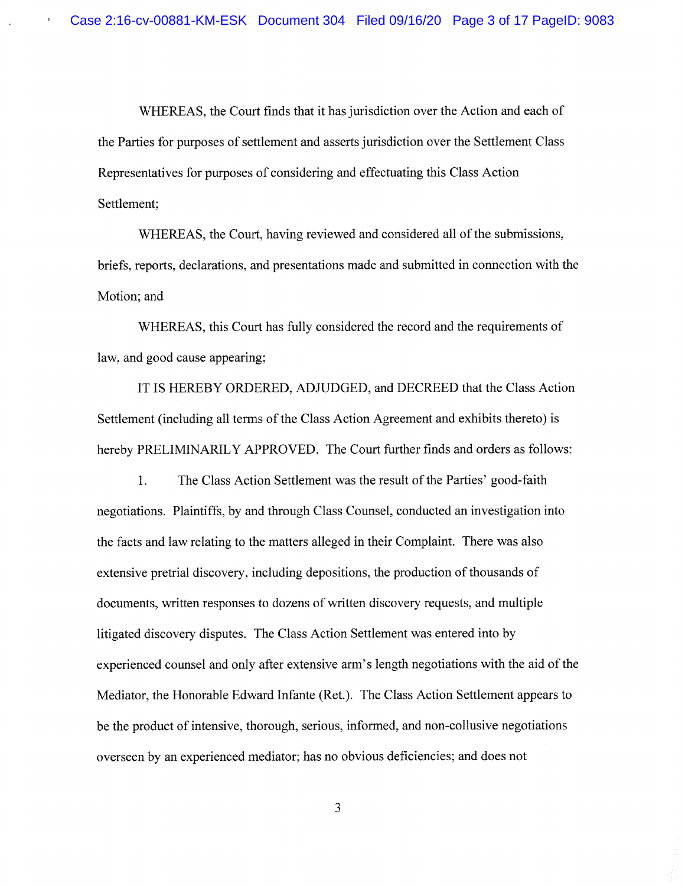WHEREAS, the Court finds that it has jurisdiction over the Action and each of the Parties for purposes of settlement and asserts jurisdiction over the Settlement Class Representatives for purposes of considering and effectuating this Class Action Settlement;

WHEREAS, the Court, having reviewed and considered all of the submissions, briefs, reports, declarations, and presentations made and submitted in connection with the Motion; and

WHEREAS, this Court has fully considered the record and the requirements of law, and good cause appearing;

IT IS HEREBY ORDERED, ADJUDGED, and DECREED that the Class Action Settlement (including all terms of the Class Action Agreement and exhibits thereto) is hereby PRELIMINARILY APPROVED. The Court further finds and orders as follows:

1. The Class Action Settlement was the result of the Parties' good-faith negotiations. Plaintiffs, by and through Class Counsel, conducted an investigation into the facts and law relating to the matters alleged in their Complaint. There was also extensive pretrial discovery, including depositions, the production of thousands of documents, written responses to dozens of written discovery requests, and multiple litigated discovery disputes. The Class Action Settlement was entered into by experienced counsel and only after extensive arm's length negotiations with the aid of the Mediator, the Honorable Edward Infante (Ret.). The Class Action Settlement appears to be the product of intensive, thorough, serious, informed, and non-collusive negotiations overseen by an experienced mediator; has no obvious deficiencies; and does not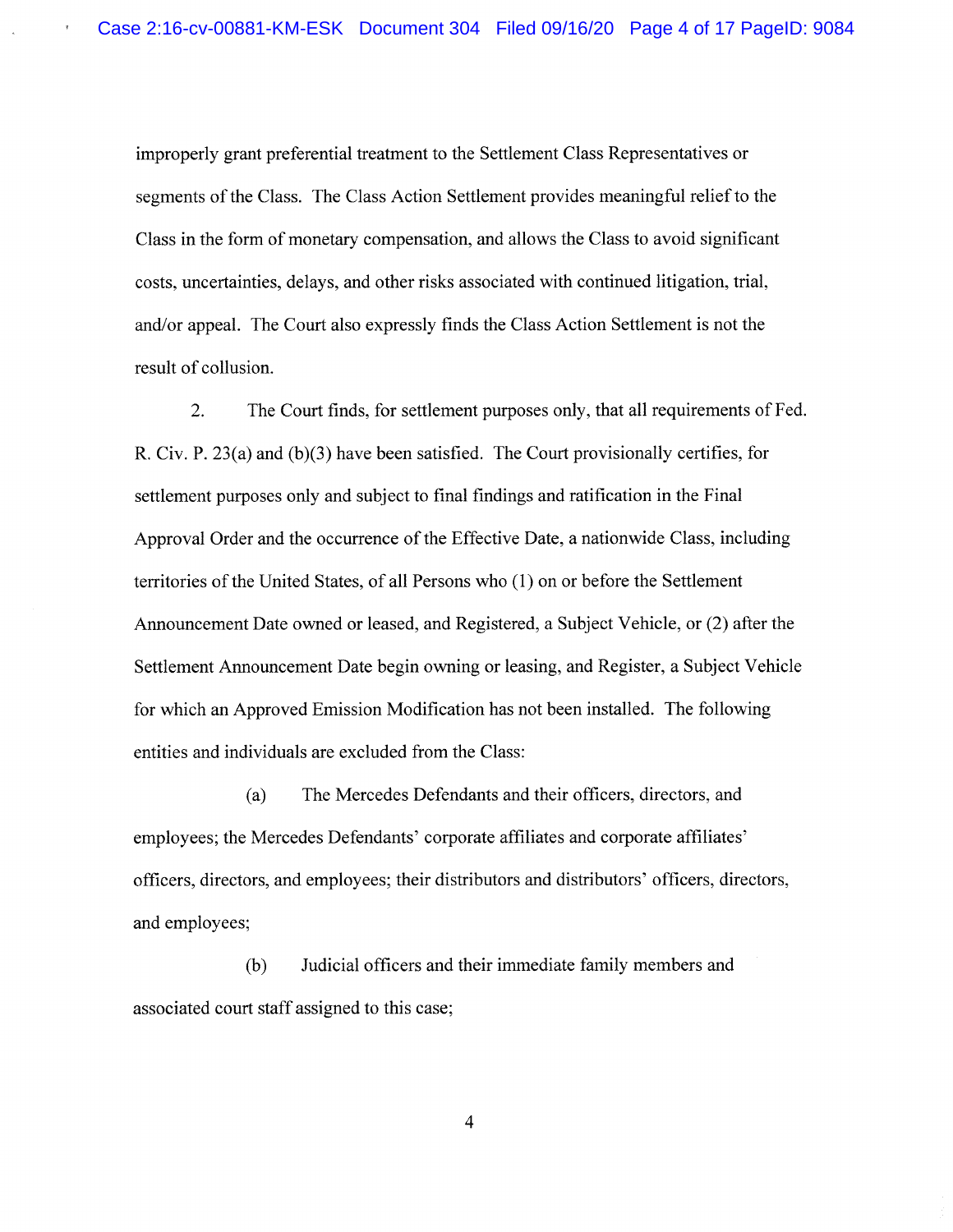improperly grant preferential treatment to the Settlement Class Representatives or segments of the Class. The Class Action Settlement provides meaningful relief to the Class in the form of monetary compensation, and allows the Class to avoid significant costs, uncertainties, delays, and other risks associated with continued litigation, trial, and/or appeal. The Court also expressly finds the Class Action Settlement is not the result of collusion.

2. The Court finds, for settlement purposes only, that all requirements of Fed. R. Civ. P. 23(a) and (b)(3) have been satisfied. The Court provisionally certifies, for settlement purposes only and subject to final findings and ratification in the Final Approval Order and the occurrence of the Effective Date, a nationwide Class, including territories of the United States, of all Persons who (1) on or before the Settlement Announcement Date owned or leased, and Registered, a Subject Vehicle, or (2) after the Settlement Announcement Date begin owning or leasing, and Register, a Subject Vehicle for which an Approved Emission Modification has not been installed. The following entities and individuals are excluded from the Class:

(a) The Mercedes Defendants and their officers, directors, and employees; the Mercedes Defendants' corporate affiliates and corporate affiliates' officers, directors, and employees; their distributors and distributors' officers, directors, and employees;

(b) Judicial officers and their immediate family members and associated court staff assigned to this case;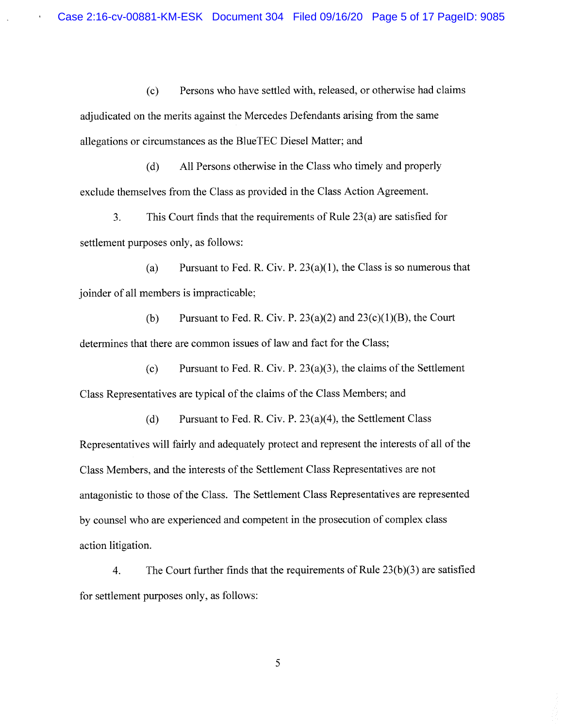(c) Persons who have settled with, released, or otherwise had claims adjudicated on the merits against the Mercedes Defendants arising from the same allegations or circumstances as the BlueTEC Diesel Matter; and

(d) All Persons otherwise in the Class who timely and properly exclude themselves from the Class as provided in the Class Action Agreement.

3. This Court finds that the requirements of Rule 23(a) are satisfied for settlement purposes only, as follows:

(a) Pursuant to Fed. R. Civ. P. 23(a)(1), the Class is so numerous that joinder of all members is impracticable;

(b) Pursuant to Fed. R. Civ. P. 23(a)(2) and 23(c)(1)(B), the Court determines that there are common issues of law and fact for the Class;

(c) Pursuant to Fed. R. Civ. P. 23(a)(3), the claims of the Settlement Class Representatives are typical of the claims of the Class Members; and

(d) Pursuant to Fed. R. Civ. P. 23(a)(4), the Settlement Class Representatives will fairly and adequately protect and represent the interests of all of the Class Members, and the interests of the Settlement Class Representatives are not antagonistic to those of the Class. The Settlement Class Representatives are represented by counsel who are experienced and competent in the prosecution of complex class action litigation.

4. The Court further finds that the requirements of Rule 23(b)(3) are satisfied for settlement purposes only, as follows: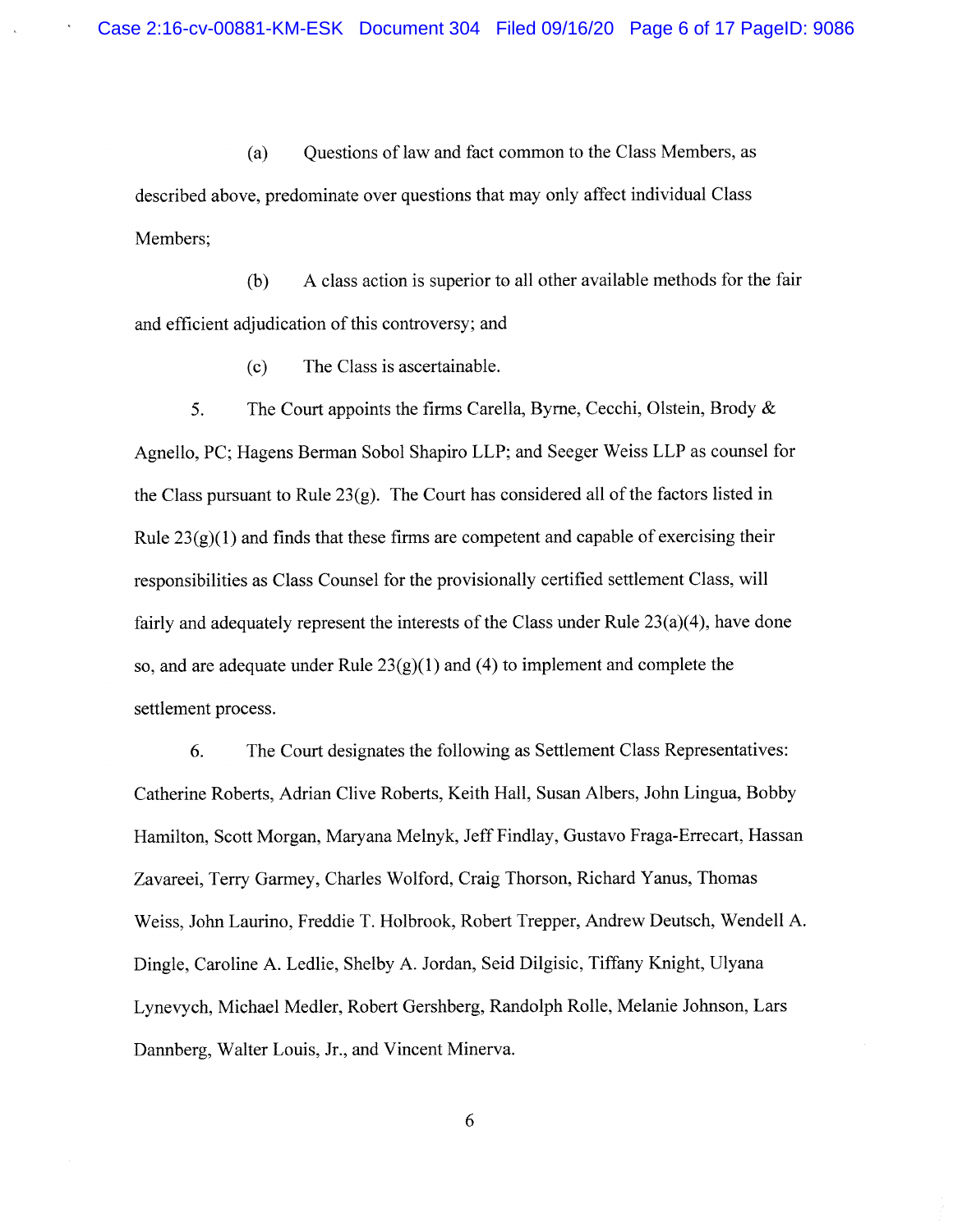(a) Questions of law and fact common to the Class Members, as described above, predominate over questions that may only affect individual Class Members;

(b) A class action is superior to all other available methods for the fair and efficient adjudication of this controversy; and

(c) The Class is ascertainable.

5. The Court appoints the firms Carella, Byrne, Cecchi, Olstein, Brody & Agnello, PC; Hagens Berman Sobol Shapiro LLP; and Seeger Weiss LLP as counsel for the Class pursuant to Rule 23(g). The Court has considered all of the factors listed in Rule 23(g)(1) and finds that these firms are competent and capable of exercising their responsibilities as Class Counsel for the provisionally certified settlement Class, will fairly and adequately represent the interests of the Class under Rule 23(a)(4), have done so, and are adequate under Rule 23(g)(1) and (4) to implement and complete the settlement process.

6. The Court designates the following as Settlement Class Representatives: Catherine Roberts, Adrian Clive Roberts, Keith Hall, Susan Albers, John Lingua, Bobby Hamilton, Scott Morgan, Maryana Melnyk, Jeff Findlay, Gustavo Fraga-Errecart, Hassan Zavareei, Terry Garmey, Charles Wolford, Craig Thorson, Richard Yanus, Thomas Weiss, John Laurino, Freddie T. Holbrook, Robert Trepper, Andrew Deutsch, Wendell A. Dingle, Caroline A. Ledlie, Shelby A. Jordan, Seid Dilgisic, Tiffany Knight, Ulyana Lynevych, Michael Medler, Robert Gershberg, Randolph Rolle, Melanie Johnson, Lars Dannberg, Walter Louis, Jr., and Vincent Minerva.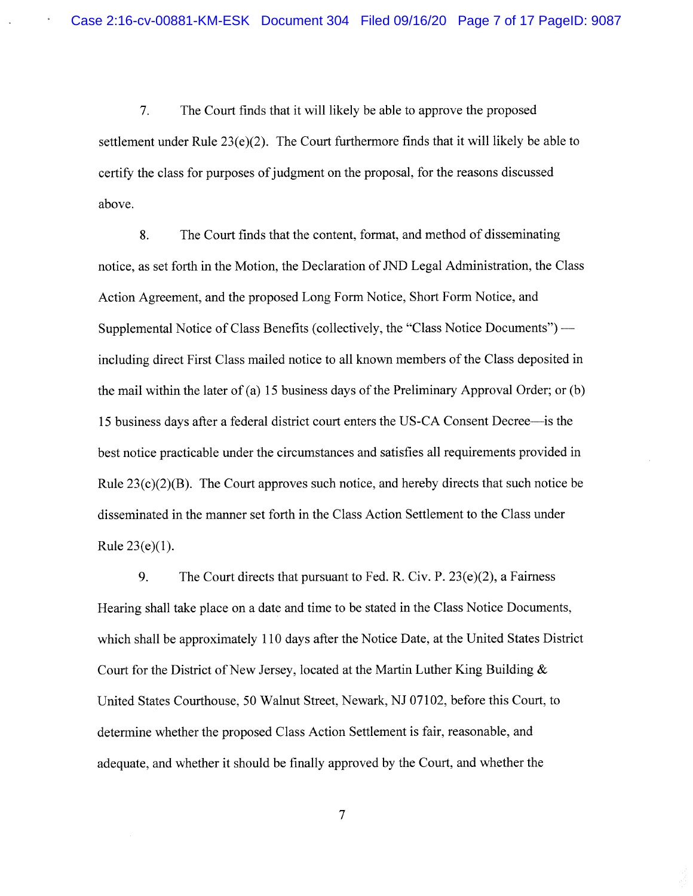7. The Court finds that it will likely be able to approve the proposed settlement under Rule 23(e)(2). The Court furthermore finds that it will likely be able to certify the class for purposes of judgment on the proposal, for the reasons discussed above.

8. The Court finds that the content, format, and method of disseminating notice, as set forth in the Motion, the Declaration of JND Legal Administration, the Class Action Agreement, and the proposed Long Form Notice, Short Form Notice, and Supplemental Notice of Class Benefits (collectively, the "Class Notice Documents") — including direct First Class mailed notice to all known members of the Class deposited in the mail within the later of (a) 15 business days of the Preliminary Approval Order; or (b) 15 business days after a federal district court enters the US-CA Consent Decree—is the best notice practicable under the circumstances and satisfies all requirements provided in Rule 23(c)(2)(B). The Court approves such notice, and hereby directs that such notice be disseminated in the manner set forth in the Class Action Settlement to the Class under Rule 23(e)(1).

9. The Court directs that pursuant to Fed. R. Civ. P. 23(e)(2), a Fairness Hearing shall take place on a date and time to be stated in the Class Notice Documents, which shall be approximately 110 days after the Notice Date, at the United States District Court for the District of New Jersey, located at the Martin Luther King Building & United States Courthouse, 50 Walnut Street, Newark, NJ 07102, before this Court, to determine whether the proposed Class Action Settlement is fair, reasonable, and adequate, and whether it should be finally approved by the Court, and whether the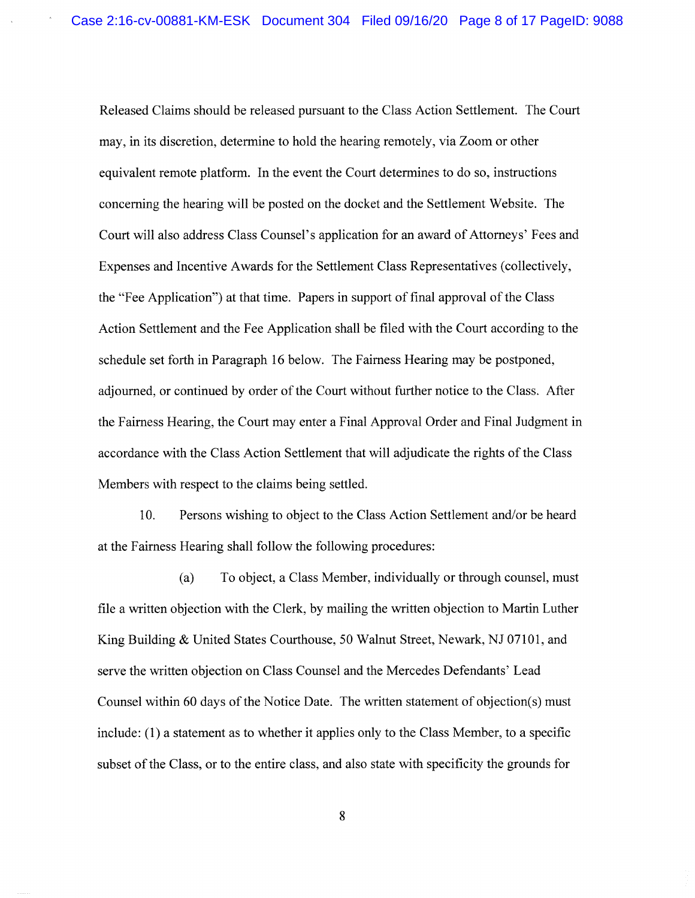Released Claims should be released pursuant to the Class Action Settlement. The Court may, in its discretion, determine to hold the hearing remotely, via Zoom or other equivalent remote platform. In the event the Court determines to do so, instructions concerning the hearing will be posted on the docket and the Settlement Website. The Court will also address Class Counsel's application for an award of Attorneys' Fees and Expenses and Incentive Awards for the Settlement Class Representatives (collectively, the "Fee Application") at that time. Papers in support of final approval of the Class Action Settlement and the Fee Application shall be filed with the Court according to the schedule set forth in Paragraph 16 below. The Fairness Hearing may be postponed, adjourned, or continued by order of the Court without further notice to the Class. After the Fairness Hearing, the Court may enter a Final Approval Order and Final Judgment in accordance with the Class Action Settlement that will adjudicate the rights of the Class Members with respect to the claims being settled.

10. Persons wishing to object to the Class Action Settlement and/or be heard at the Fairness Hearing shall follow the following procedures:

(a) To object, a Class Member, individually or through counsel, must file a written objection with the Clerk, by mailing the written objection to Martin Luther King Building & United States Courthouse, 50 Walnut Street, Newark, NJ 07101, and serve the written objection on Class Counsel and the Mercedes Defendants' Lead Counsel within 60 days of the Notice Date. The written statement of objection(s) must include: (1) a statement as to whether it applies only to the Class Member, to a specific subset of the Class, or to the entire class, and also state with specificity the grounds for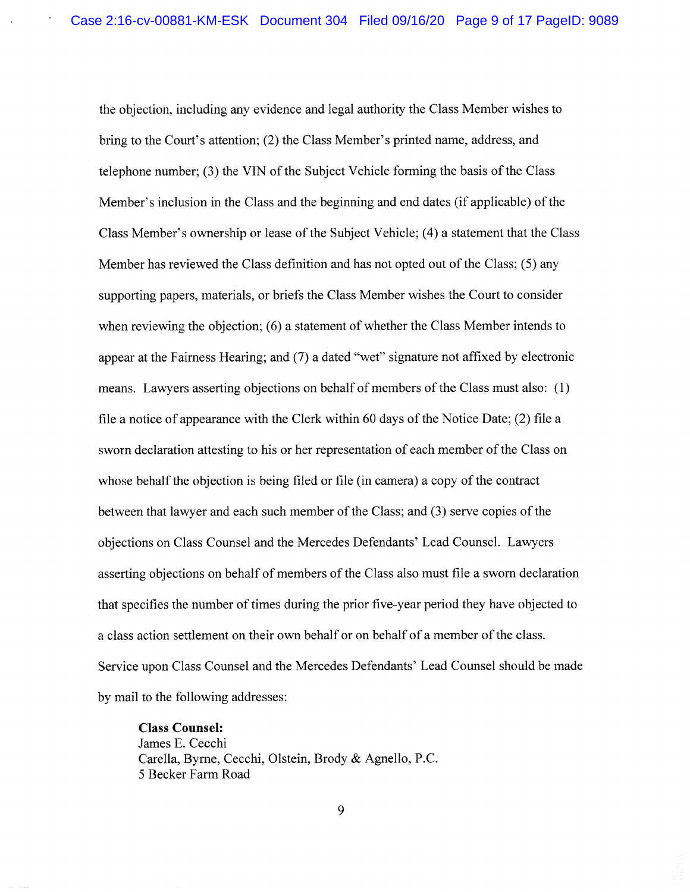the objection, including any evidence and legal authority the Class Member wishes to bring to the Court's attention; (2) the Class Member's printed name, address, and telephone number; (3) the VIN of the Subject Vehicle forming the basis of the Class Member's inclusion in the Class and the beginning and end dates (if applicable) of the Class Member's ownership or lease of the Subject Vehicle; (4) a statement that the Class Member has reviewed the Class definition and has not opted out of the Class; (5) any supporting papers, materials, or briefs the Class Member wishes the Court to consider when reviewing the objection; (6) a statement of whether the Class Member intends to appear at the Fairness Hearing; and (7) a dated "wet" signature not affixed by electronic means. Lawyers asserting objections on behalf of members of the Class must also: (1) file a notice of appearance with the Clerk within 60 days of the Notice Date; (2) file a sworn declaration attesting to his or her representation of each member of the Class on whose behalf the objection is being filed or file (in camera) a copy of the contract between that lawyer and each such member of the Class; and (3) serve copies of the objections on Class Counsel and the Mercedes Defendants' Lead Counsel. Lawyers asserting objections on behalf of members of the Class also must file a sworn declaration that specifies the number of times during the prior five-year period they have objected to a class action settlement on their own behalf or on behalf of a member of the class. Service upon Class Counsel and the Mercedes Defendants' Lead Counsel should be made by mail to the following addresses:

**Class Counsel:**
James E. Cecchi
Carella, Byrne, Cecchi, Olstein, Brody & Agnello, P.C.
5 Becker Farm Road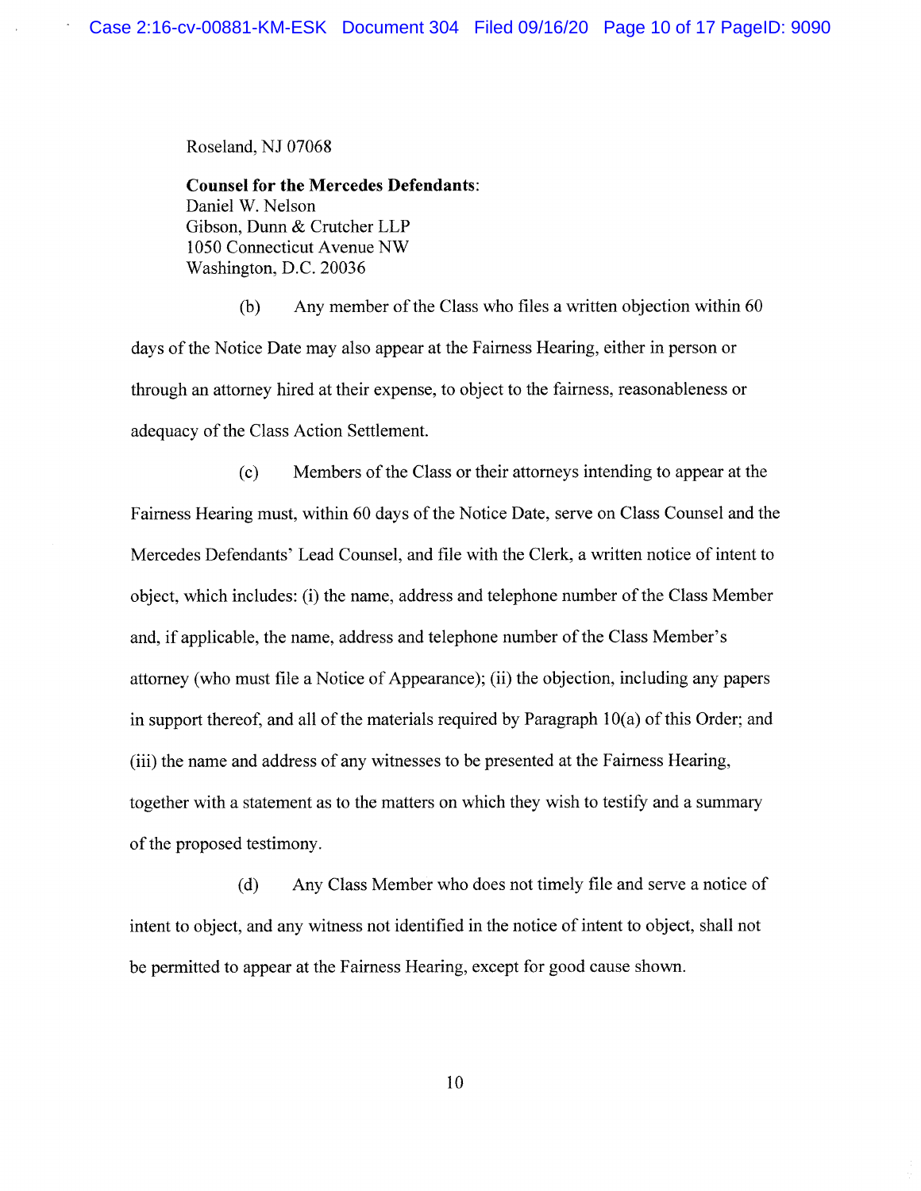Roseland, NJ 07068

**Counsel for the Mercedes Defendants**:
Daniel W. Nelson
Gibson, Dunn & Crutcher LLP
1050 Connecticut Avenue NW
Washington, D.C. 20036

(b) Any member of the Class who files a written objection within 60 days of the Notice Date may also appear at the Fairness Hearing, either in person or through an attorney hired at their expense, to object to the fairness, reasonableness or adequacy of the Class Action Settlement.

(c) Members of the Class or their attorneys intending to appear at the Fairness Hearing must, within 60 days of the Notice Date, serve on Class Counsel and the Mercedes Defendants' Lead Counsel, and file with the Clerk, a written notice of intent to object, which includes: (i) the name, address and telephone number of the Class Member and, if applicable, the name, address and telephone number of the Class Member's attorney (who must file a Notice of Appearance); (ii) the objection, including any papers in support thereof, and all of the materials required by Paragraph 10(a) of this Order; and (iii) the name and address of any witnesses to be presented at the Fairness Hearing, together with a statement as to the matters on which they wish to testify and a summary of the proposed testimony.

(d) Any Class Member who does not timely file and serve a notice of intent to object, and any witness not identified in the notice of intent to object, shall not be permitted to appear at the Fairness Hearing, except for good cause shown.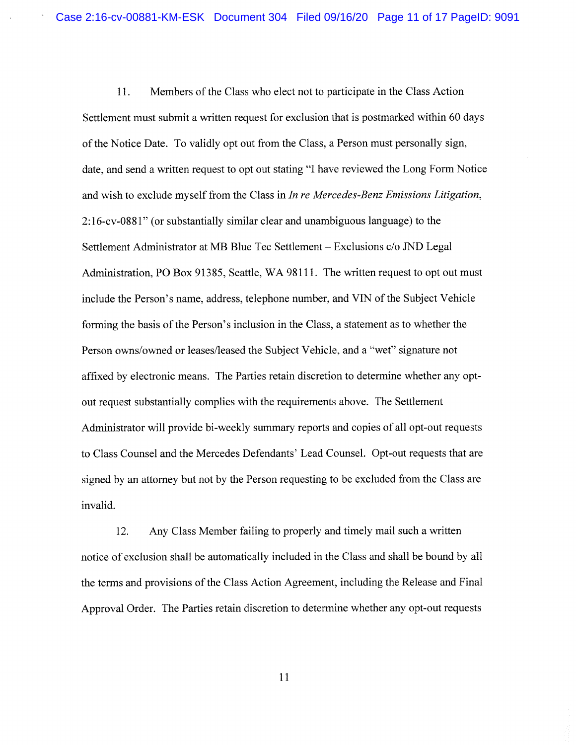11. Members of the Class who elect not to participate in the Class Action Settlement must submit a written request for exclusion that is postmarked within 60 days of the Notice Date. To validly opt out from the Class, a Person must personally sign, date, and send a written request to opt out stating "I have reviewed the Long Form Notice and wish to exclude myself from the Class in *In re Mercedes-Benz Emissions Litigation*, 2:16-cv-0881" (or substantially similar clear and unambiguous language) to the Settlement Administrator at MB Blue Tec Settlement – Exclusions c/o JND Legal Administration, PO Box 91385, Seattle, WA 98111. The written request to opt out must include the Person's name, address, telephone number, and VIN of the Subject Vehicle forming the basis of the Person's inclusion in the Class, a statement as to whether the Person owns/owned or leases/leased the Subject Vehicle, and a "wet" signature not affixed by electronic means. The Parties retain discretion to determine whether any opt-out request substantially complies with the requirements above. The Settlement Administrator will provide bi-weekly summary reports and copies of all opt-out requests to Class Counsel and the Mercedes Defendants' Lead Counsel. Opt-out requests that are signed by an attorney but not by the Person requesting to be excluded from the Class are invalid.

12. Any Class Member failing to properly and timely mail such a written notice of exclusion shall be automatically included in the Class and shall be bound by all the terms and provisions of the Class Action Agreement, including the Release and Final Approval Order. The Parties retain discretion to determine whether any opt-out requests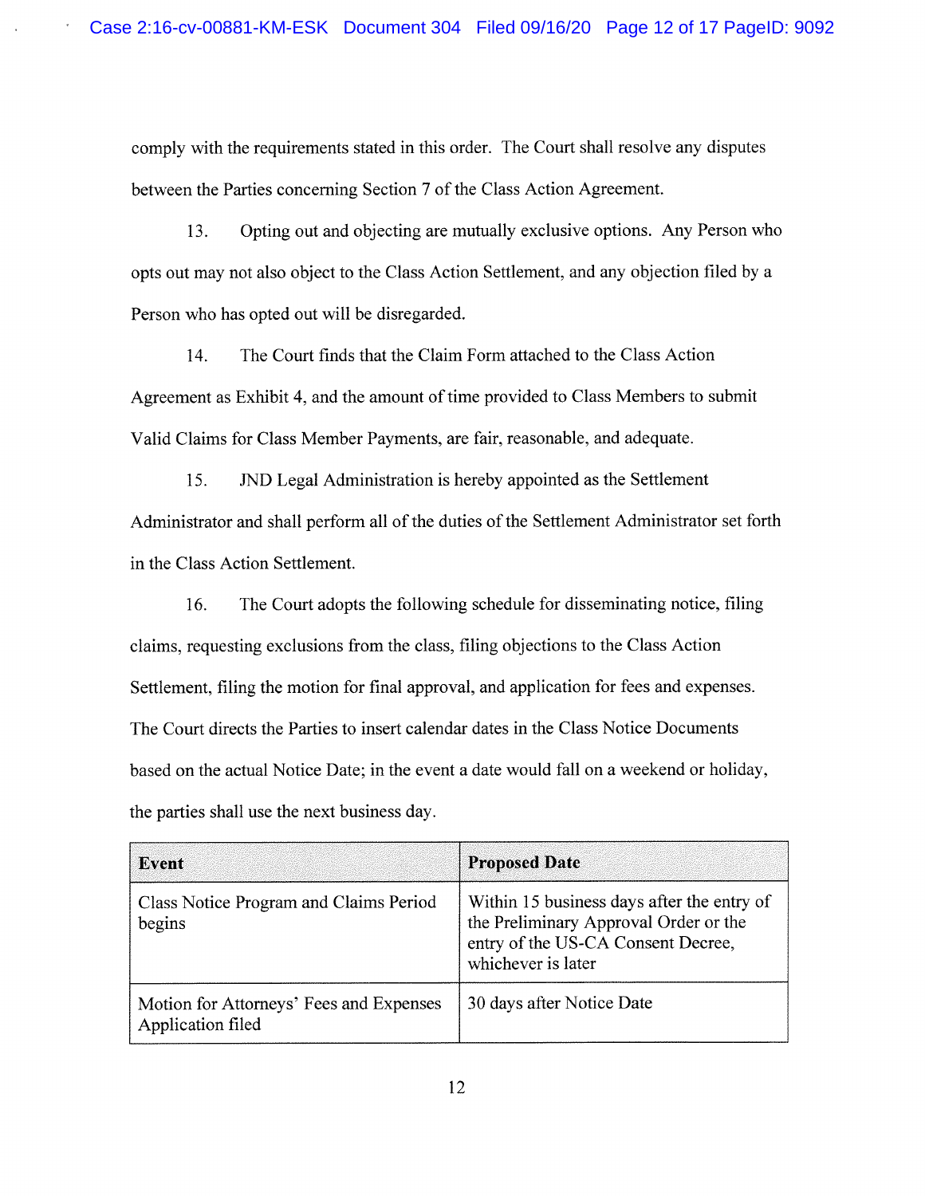comply with the requirements stated in this order. The Court shall resolve any disputes between the Parties concerning Section 7 of the Class Action Agreement.

13. Opting out and objecting are mutually exclusive options. Any Person who opts out may not also object to the Class Action Settlement, and any objection filed by a Person who has opted out will be disregarded.

14. The Court finds that the Claim Form attached to the Class Action Agreement as Exhibit 4, and the amount of time provided to Class Members to submit Valid Claims for Class Member Payments, are fair, reasonable, and adequate.

15. JND Legal Administration is hereby appointed as the Settlement Administrator and shall perform all of the duties of the Settlement Administrator set forth in the Class Action Settlement.

16. The Court adopts the following schedule for disseminating notice, filing claims, requesting exclusions from the class, filing objections to the Class Action Settlement, filing the motion for final approval, and application for fees and expenses. The Court directs the Parties to insert calendar dates in the Class Notice Documents based on the actual Notice Date; in the event a date would fall on a weekend or holiday, the parties shall use the next business day.

| Event | Proposed Date |
|---|---|
| Class Notice Program and Claims Period begins | Within 15 business days after the entry of the Preliminary Approval Order or the entry of the US-CA Consent Decree, whichever is later |
| Motion for Attorneys' Fees and Expenses Application filed | 30 days after Notice Date |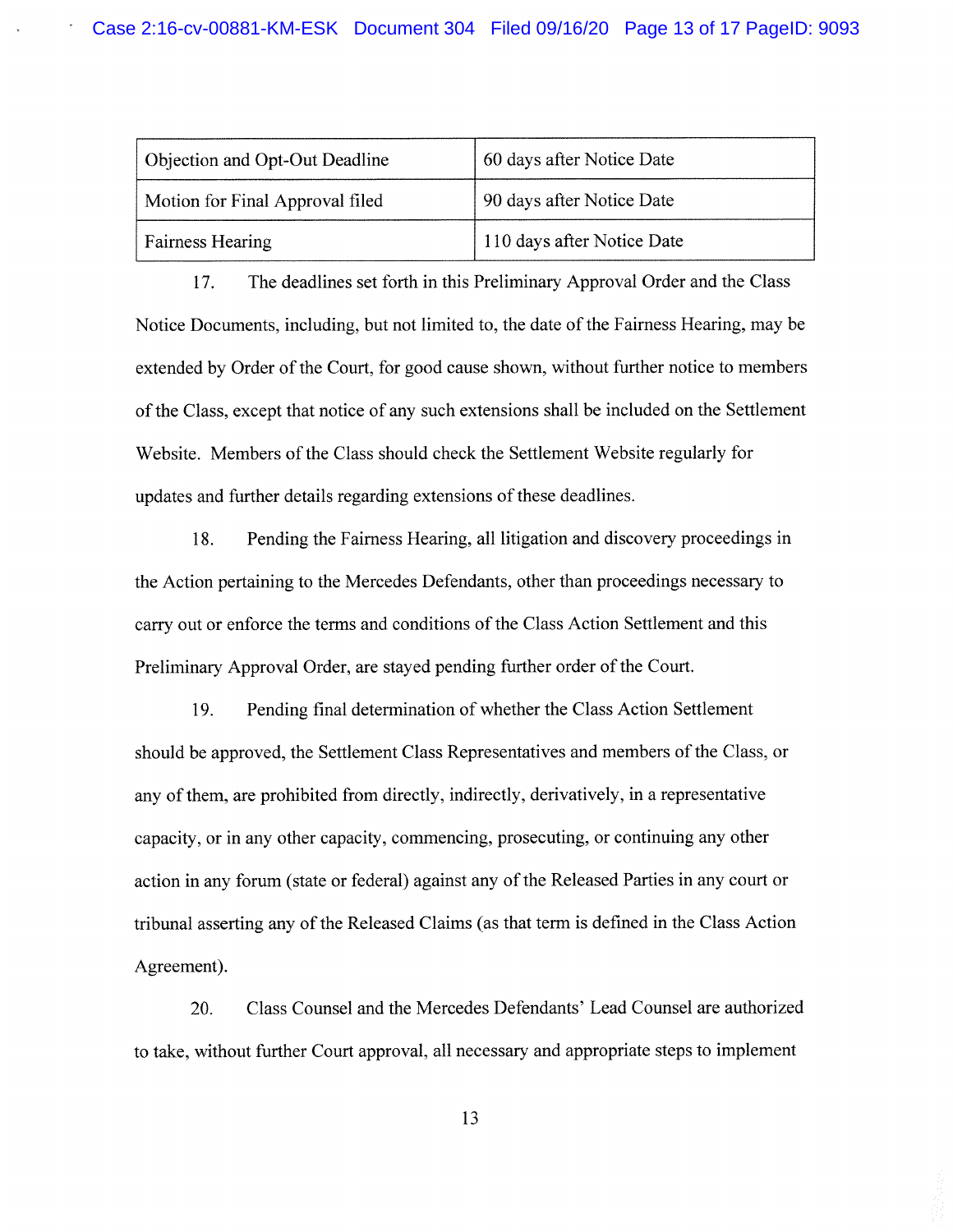| Objection and Opt-Out Deadline | 60 days after Notice Date |
|---|---|
| Motion for Final Approval filed | 90 days after Notice Date |
| Fairness Hearing | 110 days after Notice Date |

17. The deadlines set forth in this Preliminary Approval Order and the Class Notice Documents, including, but not limited to, the date of the Fairness Hearing, may be extended by Order of the Court, for good cause shown, without further notice to members of the Class, except that notice of any such extensions shall be included on the Settlement Website. Members of the Class should check the Settlement Website regularly for updates and further details regarding extensions of these deadlines.

18. Pending the Fairness Hearing, all litigation and discovery proceedings in the Action pertaining to the Mercedes Defendants, other than proceedings necessary to carry out or enforce the terms and conditions of the Class Action Settlement and this Preliminary Approval Order, are stayed pending further order of the Court.

19. Pending final determination of whether the Class Action Settlement should be approved, the Settlement Class Representatives and members of the Class, or any of them, are prohibited from directly, indirectly, derivatively, in a representative capacity, or in any other capacity, commencing, prosecuting, or continuing any other action in any forum (state or federal) against any of the Released Parties in any court or tribunal asserting any of the Released Claims (as that term is defined in the Class Action Agreement).

20. Class Counsel and the Mercedes Defendants' Lead Counsel are authorized to take, without further Court approval, all necessary and appropriate steps to implement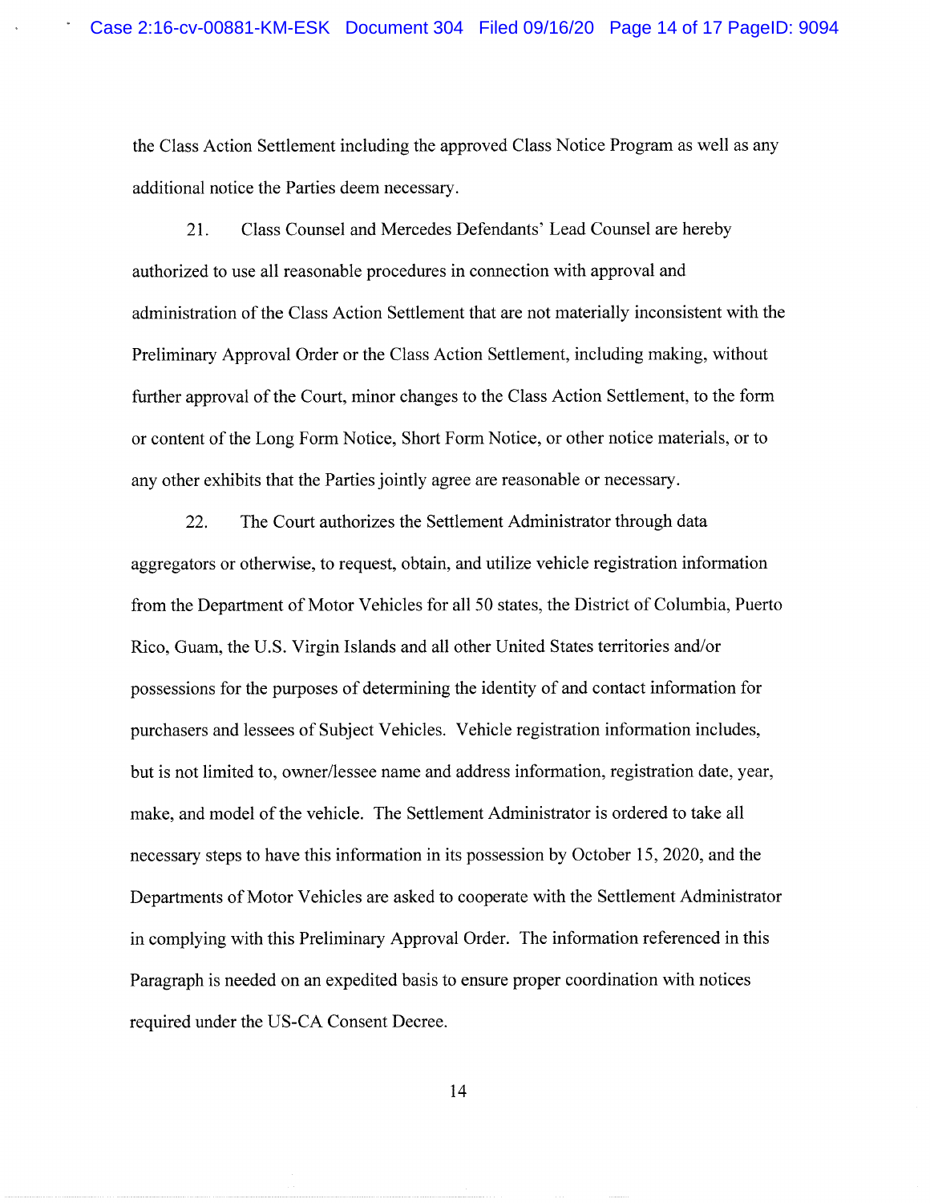the Class Action Settlement including the approved Class Notice Program as well as any additional notice the Parties deem necessary.

21. Class Counsel and Mercedes Defendants' Lead Counsel are hereby authorized to use all reasonable procedures in connection with approval and administration of the Class Action Settlement that are not materially inconsistent with the Preliminary Approval Order or the Class Action Settlement, including making, without further approval of the Court, minor changes to the Class Action Settlement, to the form or content of the Long Form Notice, Short Form Notice, or other notice materials, or to any other exhibits that the Parties jointly agree are reasonable or necessary.

22. The Court authorizes the Settlement Administrator through data aggregators or otherwise, to request, obtain, and utilize vehicle registration information from the Department of Motor Vehicles for all 50 states, the District of Columbia, Puerto Rico, Guam, the U.S. Virgin Islands and all other United States territories and/or possessions for the purposes of determining the identity of and contact information for purchasers and lessees of Subject Vehicles. Vehicle registration information includes, but is not limited to, owner/lessee name and address information, registration date, year, make, and model of the vehicle. The Settlement Administrator is ordered to take all necessary steps to have this information in its possession by October 15, 2020, and the Departments of Motor Vehicles are asked to cooperate with the Settlement Administrator in complying with this Preliminary Approval Order. The information referenced in this Paragraph is needed on an expedited basis to ensure proper coordination with notices required under the US-CA Consent Decree.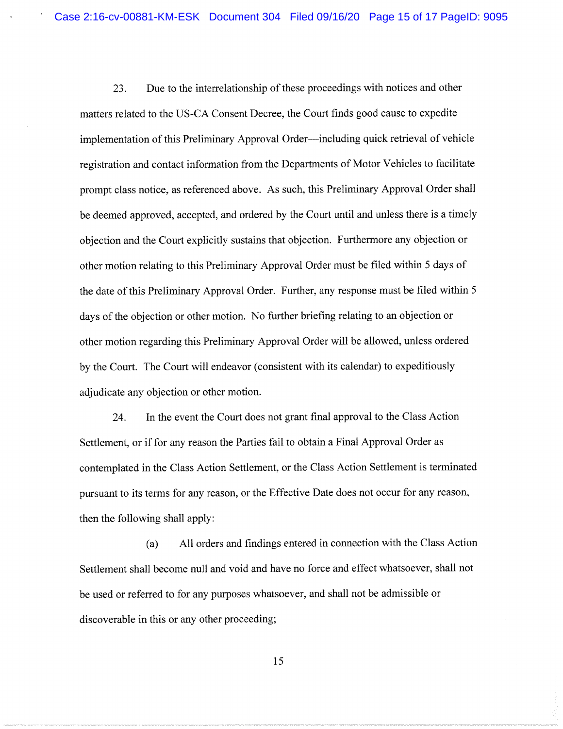23. Due to the interrelationship of these proceedings with notices and other matters related to the US-CA Consent Decree, the Court finds good cause to expedite implementation of this Preliminary Approval Order—including quick retrieval of vehicle registration and contact information from the Departments of Motor Vehicles to facilitate prompt class notice, as referenced above. As such, this Preliminary Approval Order shall be deemed approved, accepted, and ordered by the Court until and unless there is a timely objection and the Court explicitly sustains that objection. Furthermore any objection or other motion relating to this Preliminary Approval Order must be filed within 5 days of the date of this Preliminary Approval Order. Further, any response must be filed within 5 days of the objection or other motion. No further briefing relating to an objection or other motion regarding this Preliminary Approval Order will be allowed, unless ordered by the Court. The Court will endeavor (consistent with its calendar) to expeditiously adjudicate any objection or other motion.

24. In the event the Court does not grant final approval to the Class Action Settlement, or if for any reason the Parties fail to obtain a Final Approval Order as contemplated in the Class Action Settlement, or the Class Action Settlement is terminated pursuant to its terms for any reason, or the Effective Date does not occur for any reason, then the following shall apply:

(a) All orders and findings entered in connection with the Class Action Settlement shall become null and void and have no force and effect whatsoever, shall not be used or referred to for any purposes whatsoever, and shall not be admissible or discoverable in this or any other proceeding;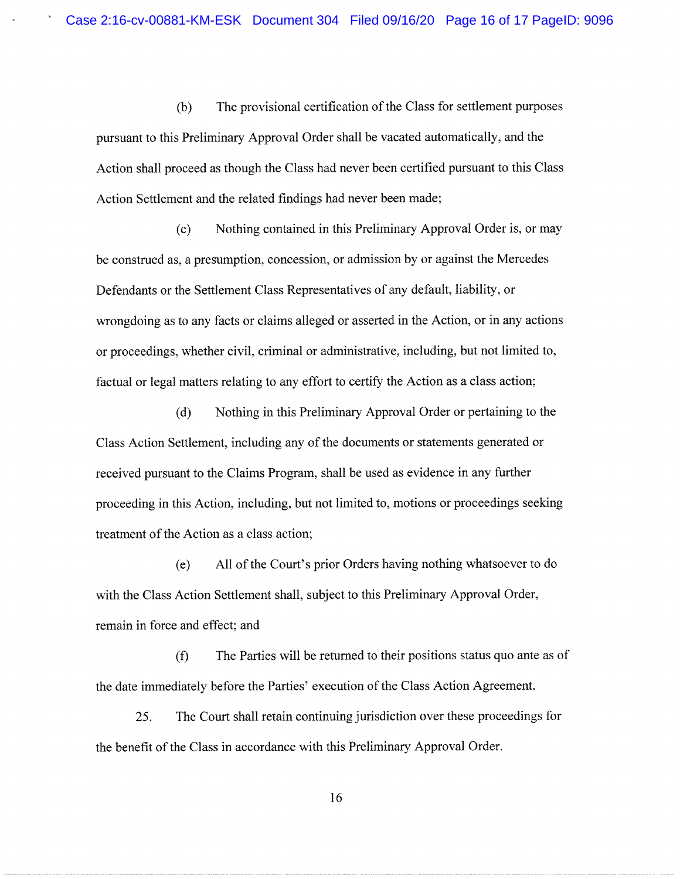(b) The provisional certification of the Class for settlement purposes pursuant to this Preliminary Approval Order shall be vacated automatically, and the Action shall proceed as though the Class had never been certified pursuant to this Class Action Settlement and the related findings had never been made;

(c) Nothing contained in this Preliminary Approval Order is, or may be construed as, a presumption, concession, or admission by or against the Mercedes Defendants or the Settlement Class Representatives of any default, liability, or wrongdoing as to any facts or claims alleged or asserted in the Action, or in any actions or proceedings, whether civil, criminal or administrative, including, but not limited to, factual or legal matters relating to any effort to certify the Action as a class action;

(d) Nothing in this Preliminary Approval Order or pertaining to the Class Action Settlement, including any of the documents or statements generated or received pursuant to the Claims Program, shall be used as evidence in any further proceeding in this Action, including, but not limited to, motions or proceedings seeking treatment of the Action as a class action;

(e) All of the Court's prior Orders having nothing whatsoever to do with the Class Action Settlement shall, subject to this Preliminary Approval Order, remain in force and effect; and

(f) The Parties will be returned to their positions status quo ante as of the date immediately before the Parties' execution of the Class Action Agreement.

25. The Court shall retain continuing jurisdiction over these proceedings for the benefit of the Class in accordance with this Preliminary Approval Order.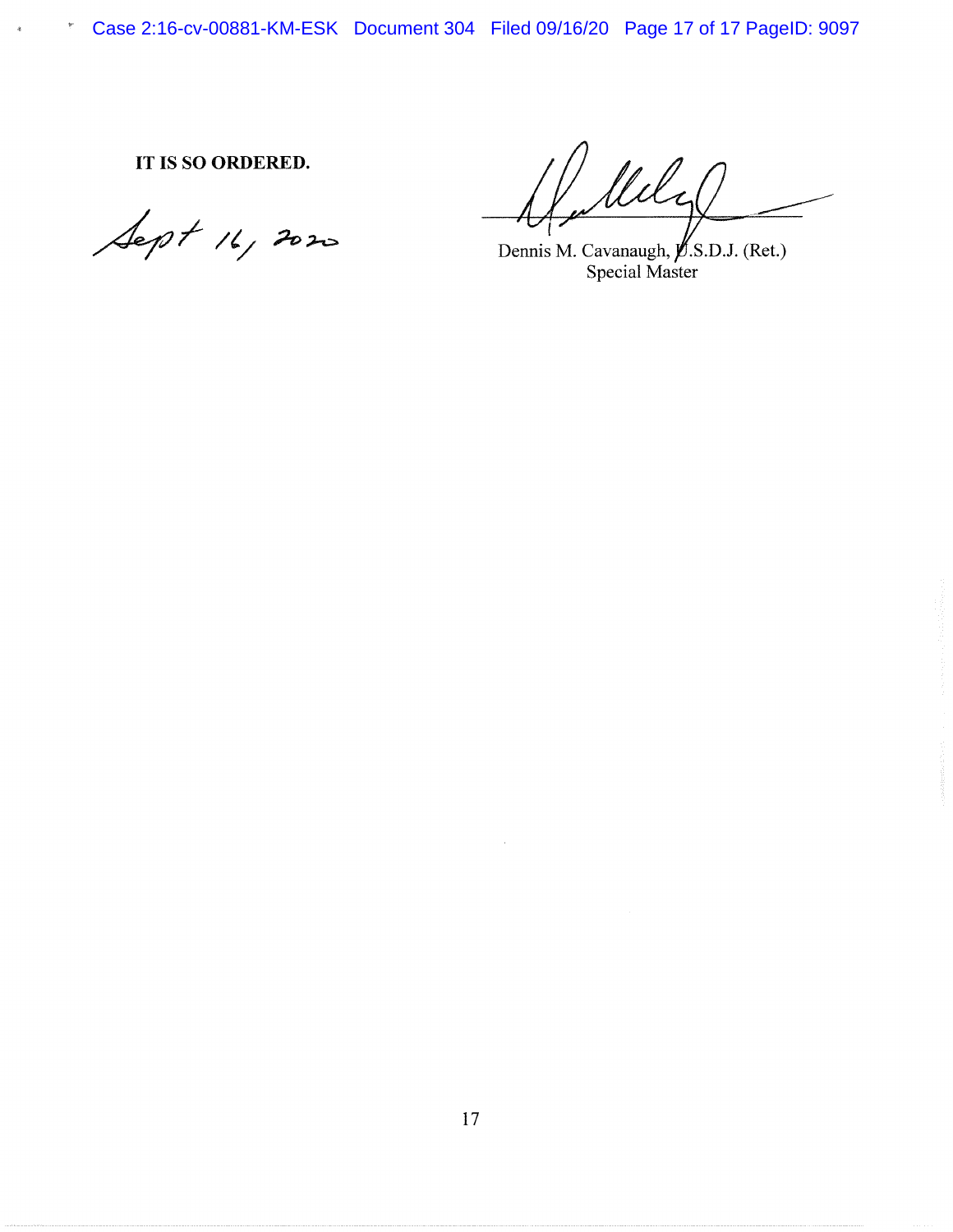**IT IS SO ORDERED.**

Sept 16, 2020

Dennis M. Cavanaugh, U.S.D.J. (Ret.)
Special Master